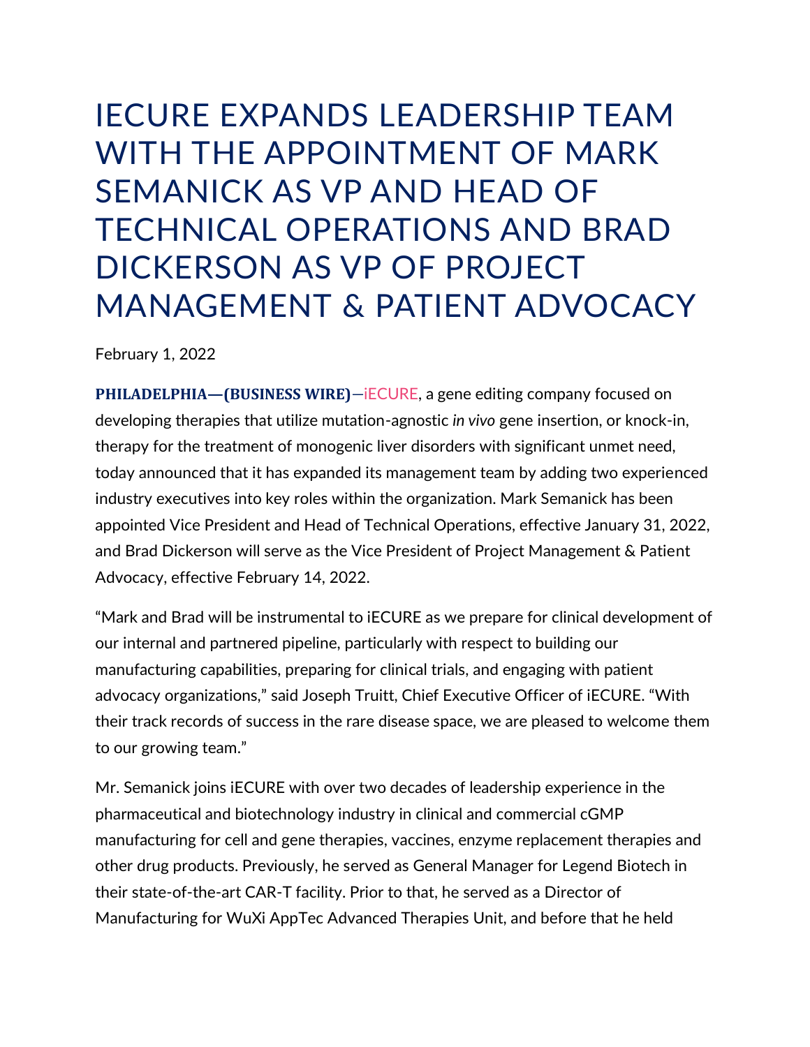# IECURE EXPANDS LEADERSHIP TEAM WITH THE APPOINTMENT OF MARK SEMANICK AS VP AND HEAD OF TECHNICAL OPERATIONS AND BRAD DICKERSON AS VP OF PROJECT MANAGEMENT & PATIENT ADVOCACY

February 1, 2022

**PHILADELPHIA—(BUSINESS WIRE)**—iECURE, a gene editing company focused on developing therapies that utilize mutation-agnostic *in vivo* gene insertion, or knock-in, therapy for the treatment of monogenic liver disorders with significant unmet need, today announced that it has expanded its management team by adding two experienced industry executives into key roles within the organization. Mark Semanick has been appointed Vice President and Head of Technical Operations, effective January 31, 2022, and Brad Dickerson will serve as the Vice President of Project Management & Patient Advocacy, effective February 14, 2022.

"Mark and Brad will be instrumental to iECURE as we prepare for clinical development of our internal and partnered pipeline, particularly with respect to building our manufacturing capabilities, preparing for clinical trials, and engaging with patient advocacy organizations," said Joseph Truitt, Chief Executive Officer of iECURE. "With their track records of success in the rare disease space, we are pleased to welcome them to our growing team."

Mr. Semanick joins iECURE with over two decades of leadership experience in the pharmaceutical and biotechnology industry in clinical and commercial cGMP manufacturing for cell and gene therapies, vaccines, enzyme replacement therapies and other drug products. Previously, he served as General Manager for Legend Biotech in their state-of-the-art CAR-T facility. Prior to that, he served as a Director of Manufacturing for WuXi AppTec Advanced Therapies Unit, and before that he held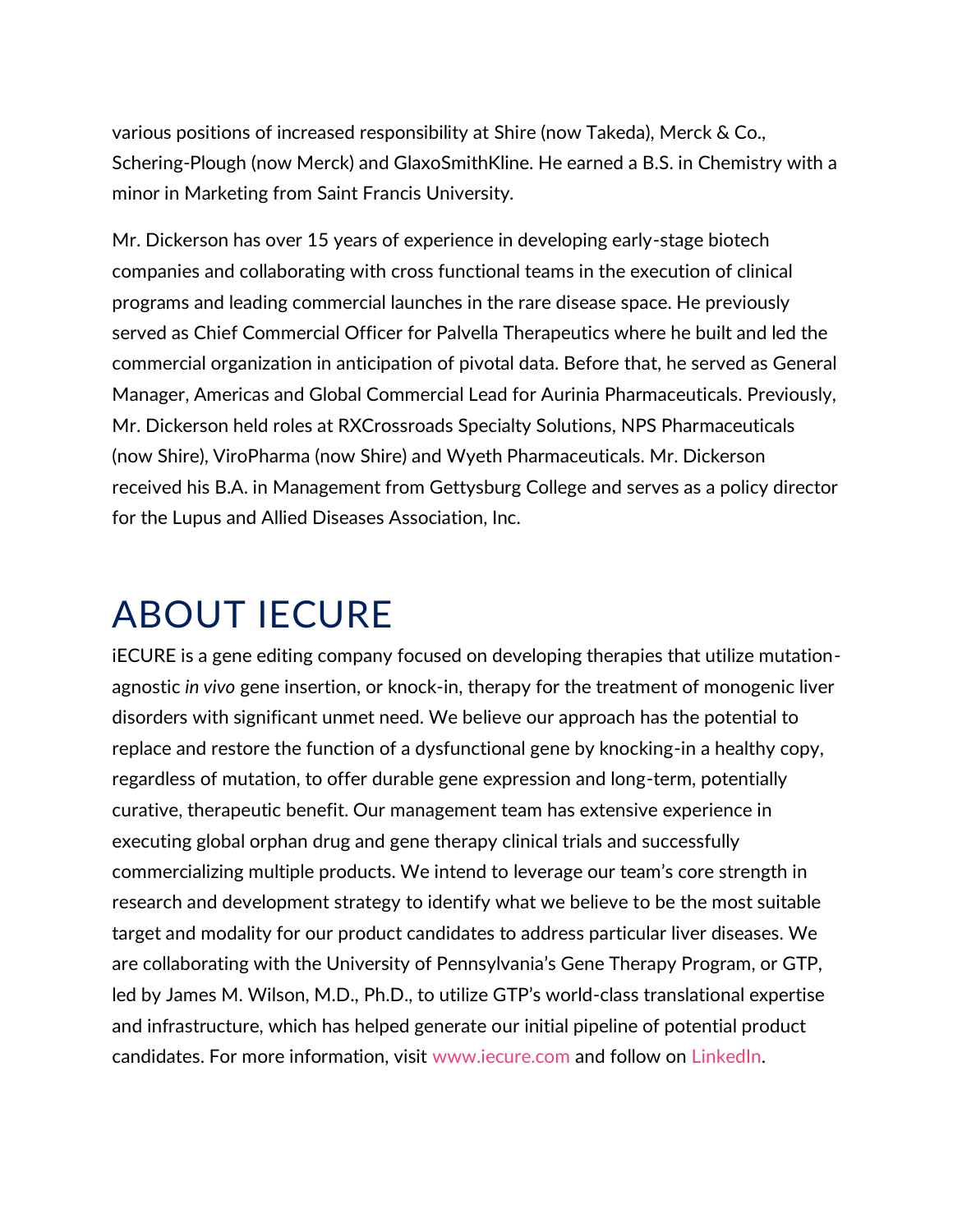various positions of increased responsibility at Shire (now Takeda), Merck & Co., Schering-Plough (now Merck) and GlaxoSmithKline. He earned a B.S. in Chemistry with a minor in Marketing from Saint Francis University.

Mr. Dickerson has over 15 years of experience in developing early-stage biotech companies and collaborating with cross functional teams in the execution of clinical programs and leading commercial launches in the rare disease space. He previously served as Chief Commercial Officer for Palvella Therapeutics where he built and led the commercial organization in anticipation of pivotal data. Before that, he served as General Manager, Americas and Global Commercial Lead for Aurinia Pharmaceuticals. Previously, Mr. Dickerson held roles at RXCrossroads Specialty Solutions, NPS Pharmaceuticals (now Shire), ViroPharma (now Shire) and Wyeth Pharmaceuticals. Mr. Dickerson received his B.A. in Management from Gettysburg College and serves as a policy director for the Lupus and Allied Diseases Association, Inc.

# ABOUT IECURE

iECURE is a gene editing company focused on developing therapies that utilize mutation-agnostic *in vivo* gene insertion, or knock-in, therapy for the treatment of monogenic liver disorders with significant unmet need. We believe our approach has the potential to replace and restore the function of a dysfunctional gene by knocking-in a healthy copy, regardless of mutation, to offer durable gene expression and long-term, potentially curative, therapeutic benefit. Our management team has extensive experience in executing global orphan drug and gene therapy clinical trials and successfully commercializing multiple products. We intend to leverage our team's core strength in research and development strategy to identify what we believe to be the most suitable target and modality for our product candidates to address particular liver diseases. We are collaborating with the University of Pennsylvania's Gene Therapy Program, or GTP, led by James M. Wilson, M.D., Ph.D., to utilize GTP's world-class translational expertise and infrastructure, which has helped generate our initial pipeline of potential product candidates. For more information, visit www.iecure.com and follow on LinkedIn.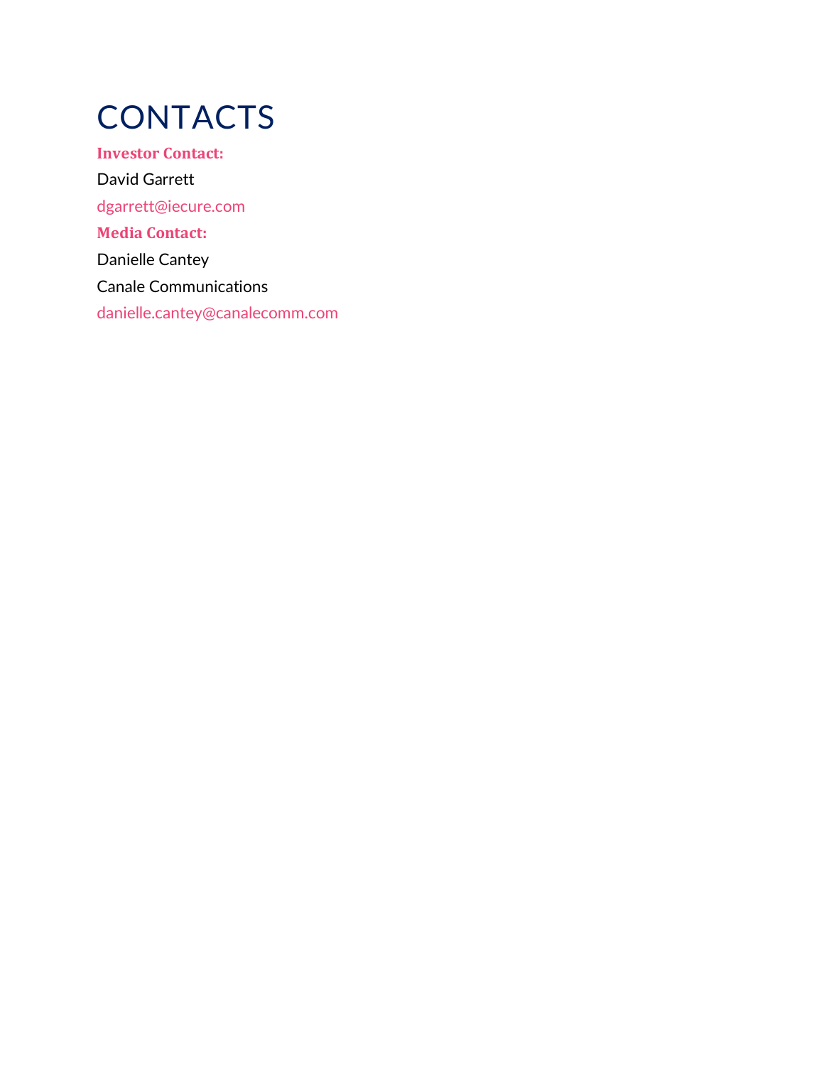# CONTACTS

**Investor Contact:**

David Garrett

dgarrett@iecure.com

**Media Contact:**

Danielle Cantey

Canale Communications

danielle.cantey@canalecomm.com